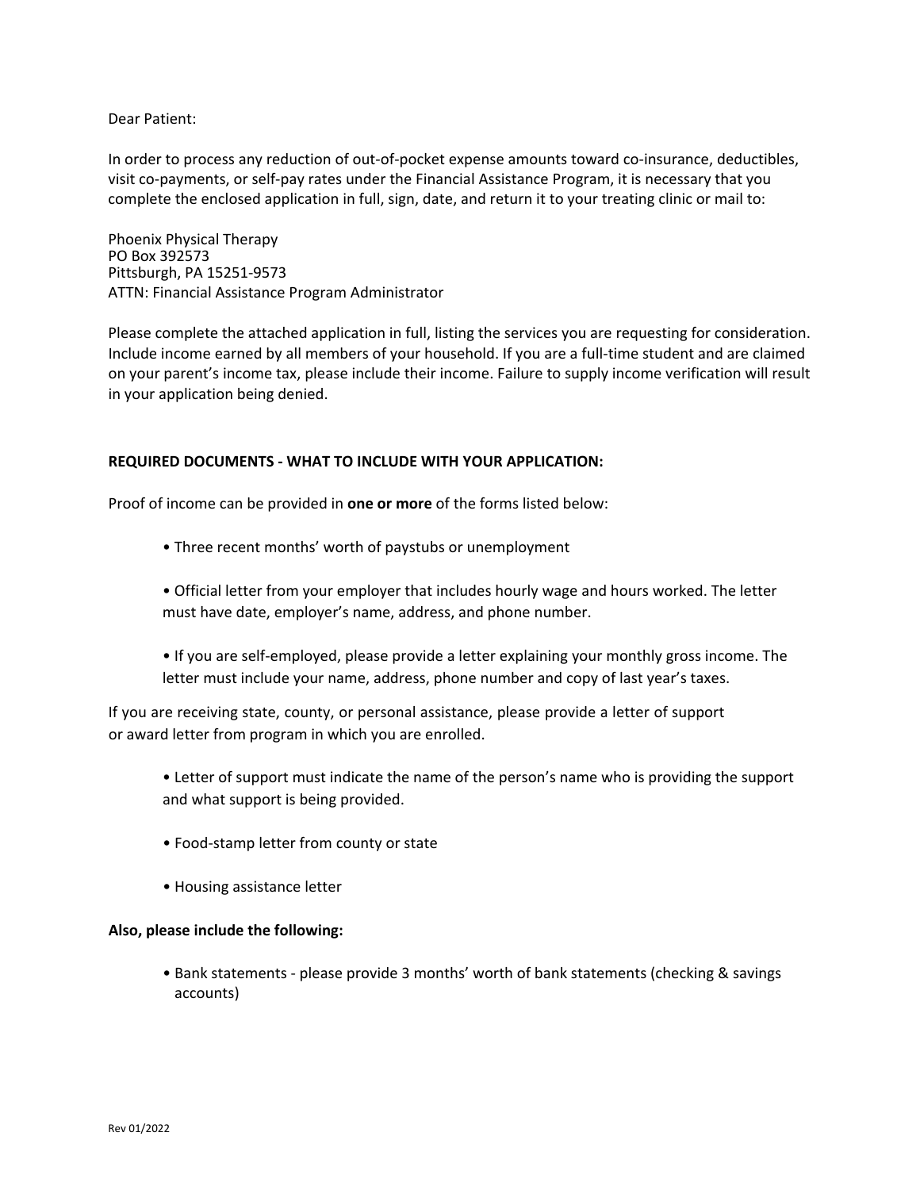Dear Patient:

In order to process any reduction of out-of-pocket expense amounts toward co-insurance, deductibles, visit co-payments, or self-pay rates under the Financial Assistance Program, it is necessary that you complete the enclosed application in full, sign, date, and return it to your treating clinic or mail to:

Phoenix Physical Therapy
PO Box 392573
Pittsburgh, PA 15251-9573
ATTN: Financial Assistance Program Administrator

Please complete the attached application in full, listing the services you are requesting for consideration. Include income earned by all members of your household. If you are a full-time student and are claimed on your parent's income tax, please include their income. Failure to supply income verification will result in your application being denied.

**REQUIRED DOCUMENTS - WHAT TO INCLUDE WITH YOUR APPLICATION:**

Proof of income can be provided in **one or more** of the forms listed below:

- Three recent months' worth of paystubs or unemployment
- Official letter from your employer that includes hourly wage and hours worked. The letter must have date, employer's name, address, and phone number.
- If you are self-employed, please provide a letter explaining your monthly gross income. The letter must include your name, address, phone number and copy of last year's taxes.

If you are receiving state, county, or personal assistance, please provide a letter of support or award letter from program in which you are enrolled.

- Letter of support must indicate the name of the person's name who is providing the support and what support is being provided.
- Food-stamp letter from county or state
- Housing assistance letter

**Also, please include the following:**

- Bank statements - please provide 3 months' worth of bank statements (checking & savings accounts)

Rev 01/2022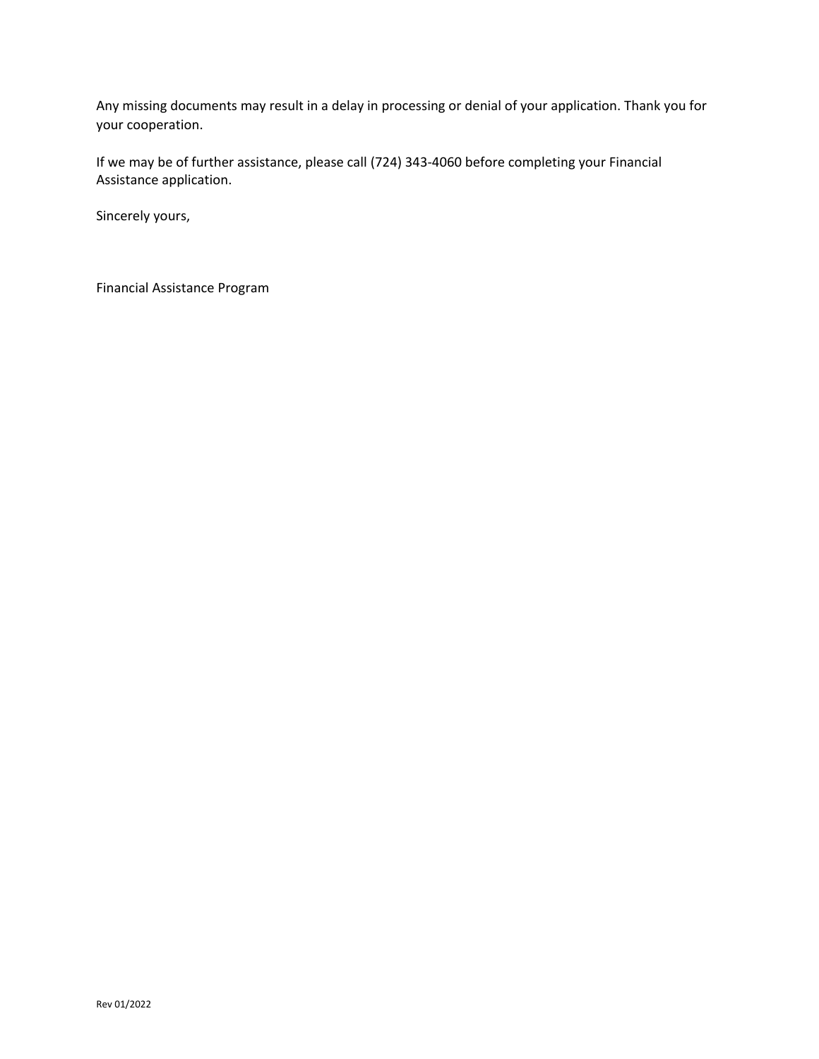Any missing documents may result in a delay in processing or denial of your application. Thank you for your cooperation.

If we may be of further assistance, please call (724) 343-4060 before completing your Financial Assistance application.

Sincerely yours,

Financial Assistance Program

Rev 01/2022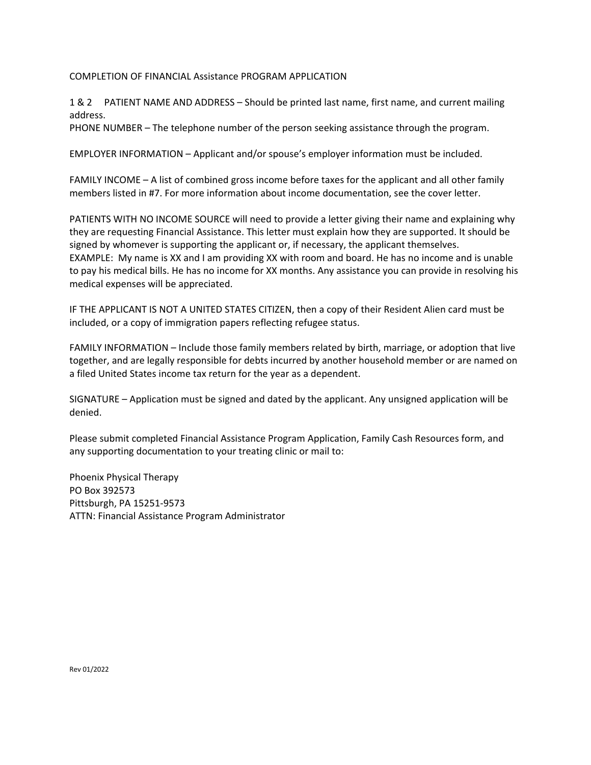# COMPLETION OF FINANCIAL Assistance PROGRAM APPLICATION

1 & 2 PATIENT NAME AND ADDRESS – Should be printed last name, first name, and current mailing address.

PHONE NUMBER – The telephone number of the person seeking assistance through the program.

EMPLOYER INFORMATION – Applicant and/or spouse's employer information must be included.

FAMILY INCOME – A list of combined gross income before taxes for the applicant and all other family members listed in #7. For more information about income documentation, see the cover letter.

PATIENTS WITH NO INCOME SOURCE will need to provide a letter giving their name and explaining why they are requesting Financial Assistance. This letter must explain how they are supported. It should be signed by whomever is supporting the applicant or, if necessary, the applicant themselves.

EXAMPLE: My name is XX and I am providing XX with room and board. He has no income and is unable to pay his medical bills. He has no income for XX months. Any assistance you can provide in resolving his medical expenses will be appreciated.

IF THE APPLICANT IS NOT A UNITED STATES CITIZEN, then a copy of their Resident Alien card must be included, or a copy of immigration papers reflecting refugee status.

FAMILY INFORMATION – Include those family members related by birth, marriage, or adoption that live together, and are legally responsible for debts incurred by another household member or are named on a filed United States income tax return for the year as a dependent.

SIGNATURE – Application must be signed and dated by the applicant. Any unsigned application will be denied.

Please submit completed Financial Assistance Program Application, Family Cash Resources form, and any supporting documentation to your treating clinic or mail to:

Phoenix Physical Therapy
PO Box 392573
Pittsburgh, PA 15251-9573
ATTN: Financial Assistance Program Administrator

Rev 01/2022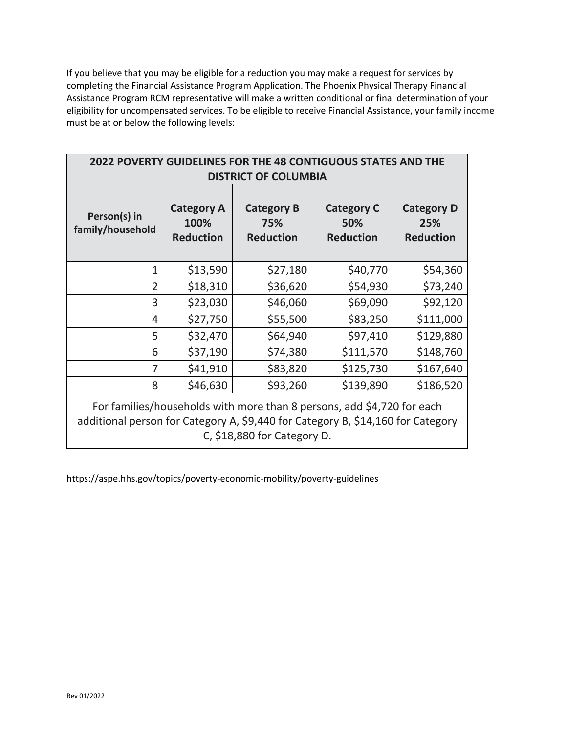If you believe that you may be eligible for a reduction you may make a request for services by completing the Financial Assistance Program Application. The Phoenix Physical Therapy Financial Assistance Program RCM representative will make a written conditional or final determination of your eligibility for uncompensated services. To be eligible to receive Financial Assistance, your family income must be at or below the following levels:

| **2022 POVERTY GUIDELINES FOR THE 48 CONTIGUOUS STATES AND THE DISTRICT OF COLUMBIA** | | | | |
|---|---|---|---|---|
| **Person(s) in family/household** | **Category A 100% Reduction** | **Category B 75% Reduction** | **Category C 50% Reduction** | **Category D 25% Reduction** |
| 1 | $13,590 | $27,180 | $40,770 | $54,360 |
| 2 | $18,310 | $36,620 | $54,930 | $73,240 |
| 3 | $23,030 | $46,060 | $69,090 | $92,120 |
| 4 | $27,750 | $55,500 | $83,250 | $111,000 |
| 5 | $32,470 | $64,940 | $97,410 | $129,880 |
| 6 | $37,190 | $74,380 | $111,570 | $148,760 |
| 7 | $41,910 | $83,820 | $125,730 | $167,640 |
| 8 | $46,630 | $93,260 | $139,890 | $186,520 |
| For families/households with more than 8 persons, add $4,720 for each additional person for Category A, $9,440 for Category B, $14,160 for Category C, $18,880 for Category D. | | | | |

https://aspe.hhs.gov/topics/poverty-economic-mobility/poverty-guidelines

Rev 01/2022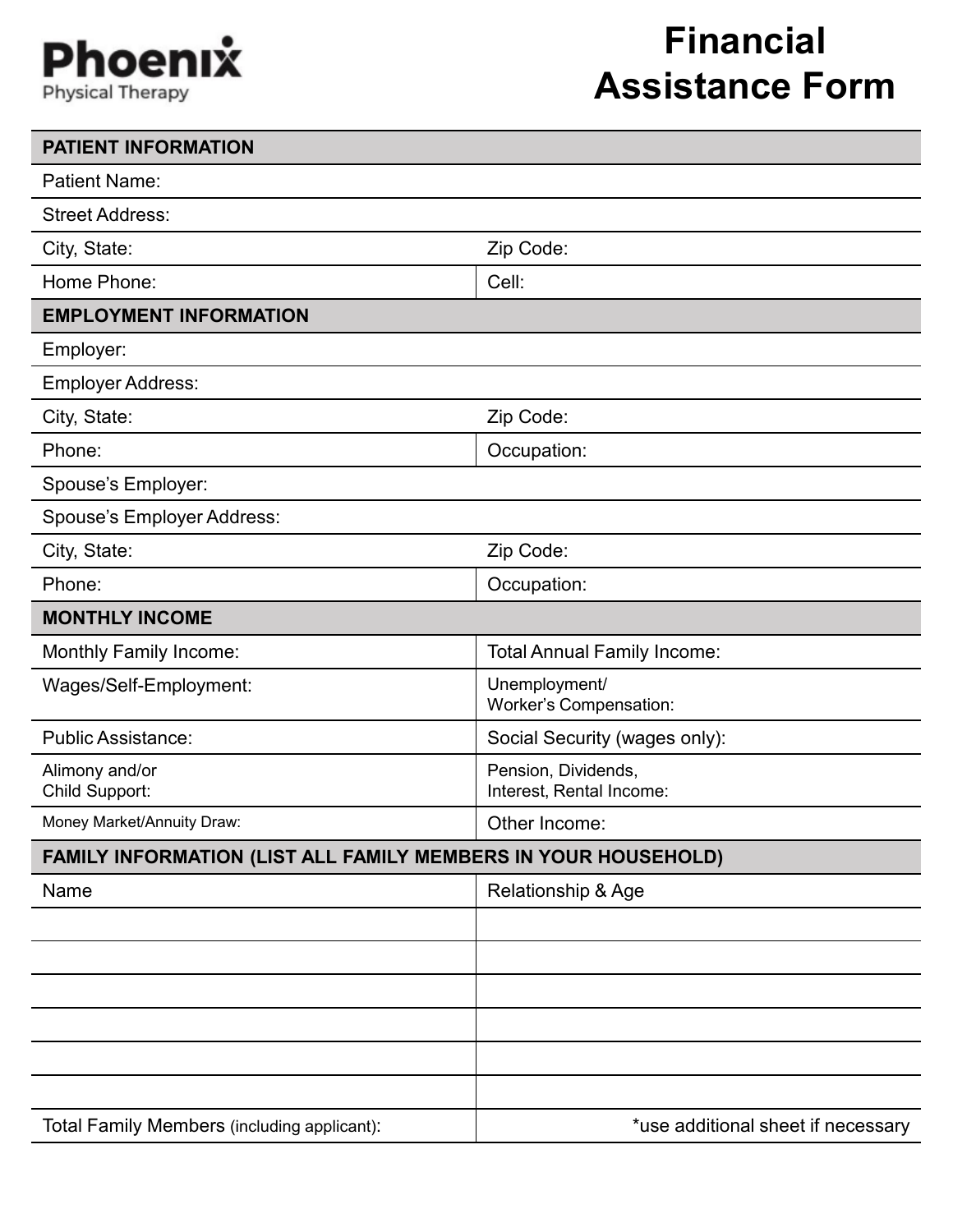**Phoenix**
Physical Therapy

# Financial Assistance Form

| **PATIENT INFORMATION** | |
|---|---|
| Patient Name: | |
| Street Address: | |
| City, State: | Zip Code: |
| Home Phone: | Cell: |
| **EMPLOYMENT INFORMATION** | |
| Employer: | |
| Employer Address: | |
| City, State: | Zip Code: |
| Phone: | Occupation: |
| Spouse's Employer: | |
| Spouse's Employer Address: | |
| City, State: | Zip Code: |
| Phone: | Occupation: |
| **MONTHLY INCOME** | |
| Monthly Family Income: | Total Annual Family Income: |
| Wages/Self-Employment: | Unemployment/ Worker's Compensation: |
| Public Assistance: | Social Security (wages only): |
| Alimony and/or Child Support: | Pension, Dividends, Interest, Rental Income: |
| Money Market/Annuity Draw: | Other Income: |
| **FAMILY INFORMATION (LIST ALL FAMILY MEMBERS IN YOUR HOUSEHOLD)** | |
| Name | Relationship & Age |
| | |
| | |
| | |
| | |
| | |
| | |
| Total Family Members (including applicant): | *use additional sheet if necessary |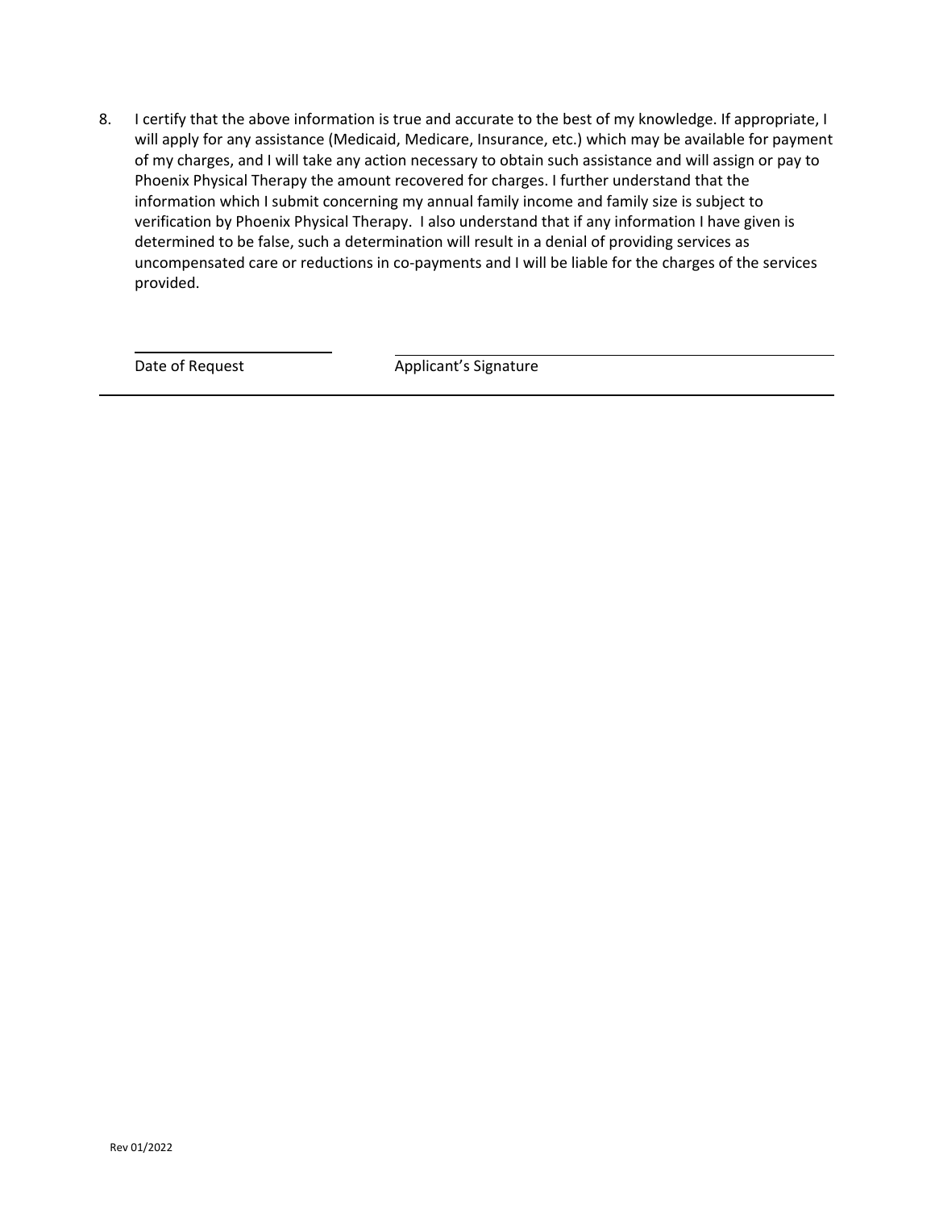8. I certify that the above information is true and accurate to the best of my knowledge. If appropriate, I will apply for any assistance (Medicaid, Medicare, Insurance, etc.) which may be available for payment of my charges, and I will take any action necessary to obtain such assistance and will assign or pay to Phoenix Physical Therapy the amount recovered for charges. I further understand that the information which I submit concerning my annual family income and family size is subject to verification by Phoenix Physical Therapy. I also understand that if any information I have given is determined to be false, such a determination will result in a denial of providing services as uncompensated care or reductions in co-payments and I will be liable for the charges of the services provided.

\_\_\_\_\_\_\_\_\_\_\_\_\_\_\_\_\_\_\_\_ \_\_\_\_\_\_\_\_\_\_\_\_\_\_\_\_\_\_\_\_\_\_\_\_\_\_\_\_\_\_\_\_\_\_\_\_\_\_

Date of Request Applicant's Signature

---

Rev 01/2022